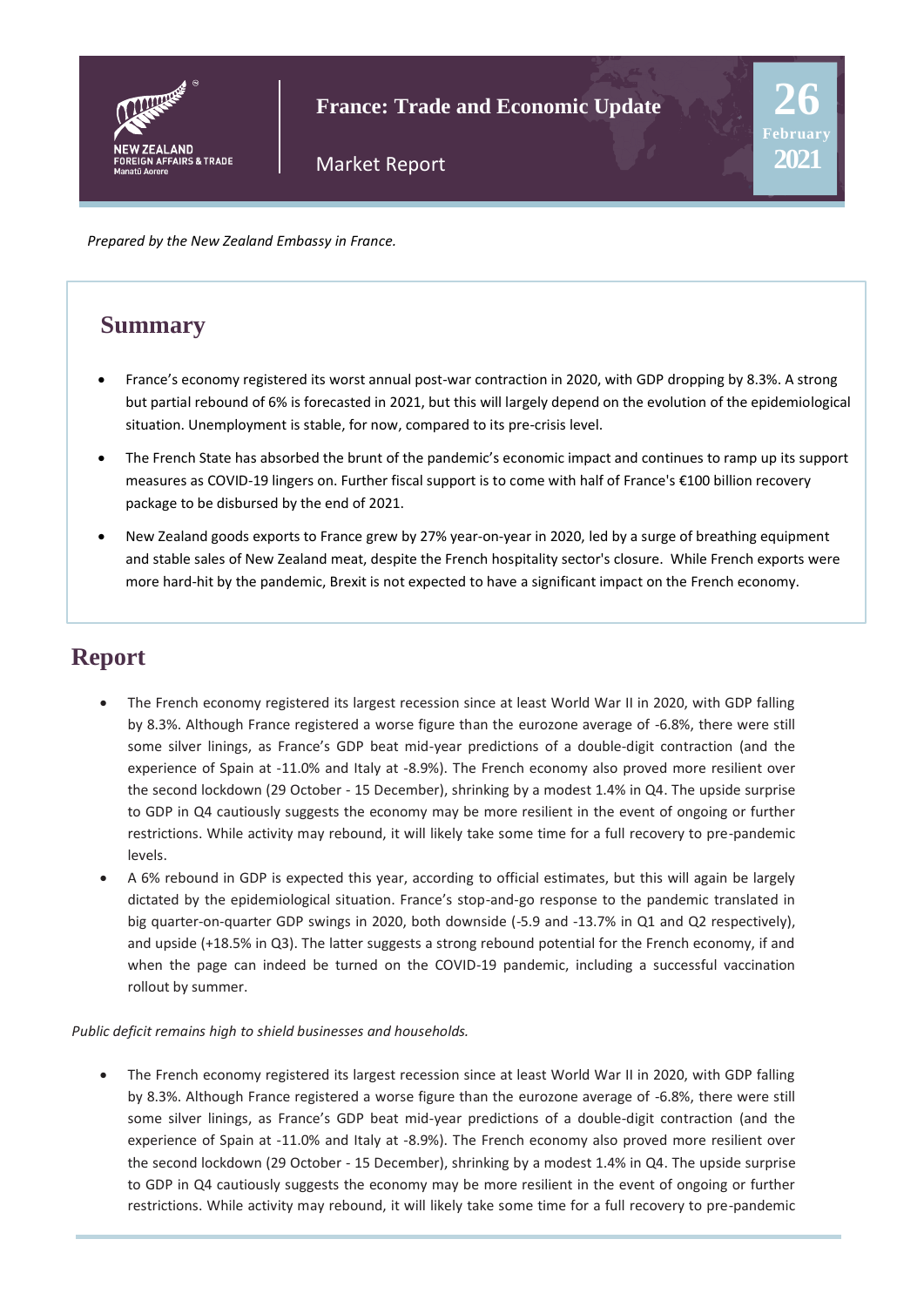# France: Trade and Economic Update

Market Report

26 February 2021

*Prepared by the New Zealand Embassy in France.*

## Summary

- France's economy registered its worst annual post-war contraction in 2020, with GDP dropping by 8.3%. A strong but partial rebound of 6% is forecasted in 2021, but this will largely depend on the evolution of the epidemiological situation. Unemployment is stable, for now, compared to its pre-crisis level.
- The French State has absorbed the brunt of the pandemic's economic impact and continues to ramp up its support measures as COVID-19 lingers on. Further fiscal support is to come with half of France's €100 billion recovery package to be disbursed by the end of 2021.
- New Zealand goods exports to France grew by 27% year-on-year in 2020, led by a surge of breathing equipment and stable sales of New Zealand meat, despite the French hospitality sector's closure. While French exports were more hard-hit by the pandemic, Brexit is not expected to have a significant impact on the French economy.

## Report

- The French economy registered its largest recession since at least World War II in 2020, with GDP falling by 8.3%. Although France registered a worse figure than the eurozone average of -6.8%, there were still some silver linings, as France's GDP beat mid-year predictions of a double-digit contraction (and the experience of Spain at -11.0% and Italy at -8.9%). The French economy also proved more resilient over the second lockdown (29 October - 15 December), shrinking by a modest 1.4% in Q4. The upside surprise to GDP in Q4 cautiously suggests the economy may be more resilient in the event of ongoing or further restrictions. While activity may rebound, it will likely take some time for a full recovery to pre-pandemic levels.
- A 6% rebound in GDP is expected this year, according to official estimates, but this will again be largely dictated by the epidemiological situation. France's stop-and-go response to the pandemic translated in big quarter-on-quarter GDP swings in 2020, both downside (-5.9 and -13.7% in Q1 and Q2 respectively), and upside (+18.5% in Q3). The latter suggests a strong rebound potential for the French economy, if and when the page can indeed be turned on the COVID-19 pandemic, including a successful vaccination rollout by summer.

*Public deficit remains high to shield businesses and households.*

- The French economy registered its largest recession since at least World War II in 2020, with GDP falling by 8.3%. Although France registered a worse figure than the eurozone average of -6.8%, there were still some silver linings, as France's GDP beat mid-year predictions of a double-digit contraction (and the experience of Spain at -11.0% and Italy at -8.9%). The French economy also proved more resilient over the second lockdown (29 October - 15 December), shrinking by a modest 1.4% in Q4. The upside surprise to GDP in Q4 cautiously suggests the economy may be more resilient in the event of ongoing or further restrictions. While activity may rebound, it will likely take some time for a full recovery to pre-pandemic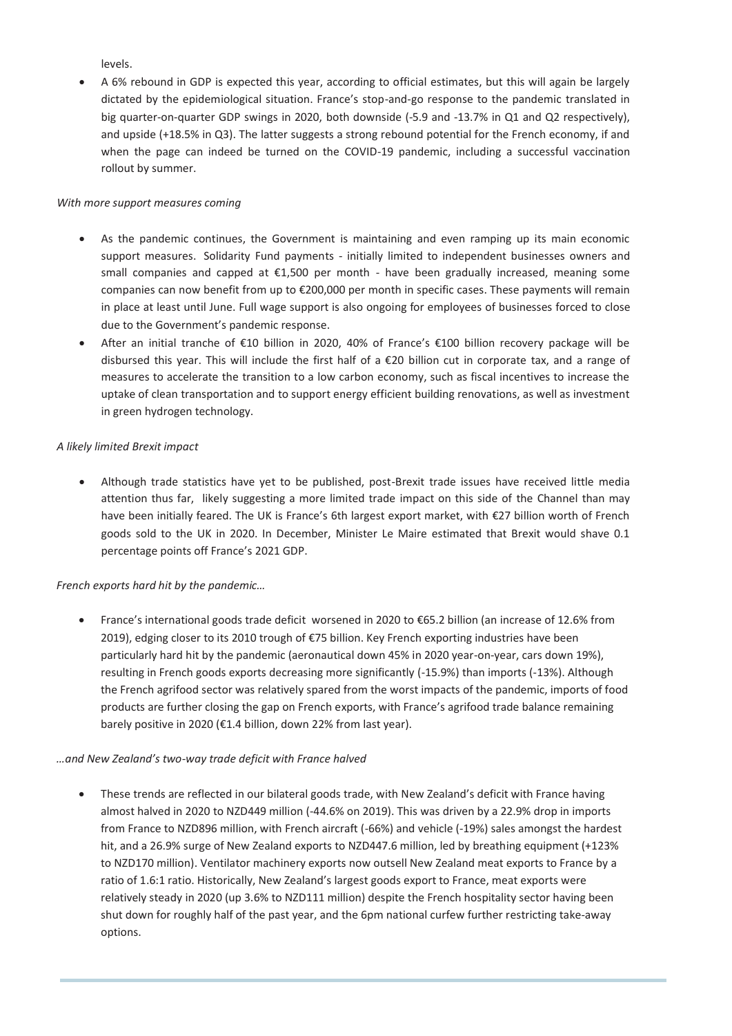levels.

- A 6% rebound in GDP is expected this year, according to official estimates, but this will again be largely dictated by the epidemiological situation. France's stop-and-go response to the pandemic translated in big quarter-on-quarter GDP swings in 2020, both downside (-5.9 and -13.7% in Q1 and Q2 respectively), and upside (+18.5% in Q3). The latter suggests a strong rebound potential for the French economy, if and when the page can indeed be turned on the COVID-19 pandemic, including a successful vaccination rollout by summer.

*With more support measures coming*

- As the pandemic continues, the Government is maintaining and even ramping up its main economic support measures. Solidarity Fund payments - initially limited to independent businesses owners and small companies and capped at €1,500 per month - have been gradually increased, meaning some companies can now benefit from up to €200,000 per month in specific cases. These payments will remain in place at least until June. Full wage support is also ongoing for employees of businesses forced to close due to the Government's pandemic response.
- After an initial tranche of €10 billion in 2020, 40% of France's €100 billion recovery package will be disbursed this year. This will include the first half of a €20 billion cut in corporate tax, and a range of measures to accelerate the transition to a low carbon economy, such as fiscal incentives to increase the uptake of clean transportation and to support energy efficient building renovations, as well as investment in green hydrogen technology.

*A likely limited Brexit impact*

- Although trade statistics have yet to be published, post-Brexit trade issues have received little media attention thus far, likely suggesting a more limited trade impact on this side of the Channel than may have been initially feared. The UK is France's 6th largest export market, with €27 billion worth of French goods sold to the UK in 2020. In December, Minister Le Maire estimated that Brexit would shave 0.1 percentage points off France's 2021 GDP.

*French exports hard hit by the pandemic…*

- France's international goods trade deficit worsened in 2020 to €65.2 billion (an increase of 12.6% from 2019), edging closer to its 2010 trough of €75 billion. Key French exporting industries have been particularly hard hit by the pandemic (aeronautical down 45% in 2020 year-on-year, cars down 19%), resulting in French goods exports decreasing more significantly (-15.9%) than imports (-13%). Although the French agrifood sector was relatively spared from the worst impacts of the pandemic, imports of food products are further closing the gap on French exports, with France's agrifood trade balance remaining barely positive in 2020 (€1.4 billion, down 22% from last year).

*…and New Zealand's two-way trade deficit with France halved*

- These trends are reflected in our bilateral goods trade, with New Zealand's deficit with France having almost halved in 2020 to NZD449 million (-44.6% on 2019). This was driven by a 22.9% drop in imports from France to NZD896 million, with French aircraft (-66%) and vehicle (-19%) sales amongst the hardest hit, and a 26.9% surge of New Zealand exports to NZD447.6 million, led by breathing equipment (+123% to NZD170 million). Ventilator machinery exports now outsell New Zealand meat exports to France by a ratio of 1.6:1 ratio. Historically, New Zealand's largest goods export to France, meat exports were relatively steady in 2020 (up 3.6% to NZD111 million) despite the French hospitality sector having been shut down for roughly half of the past year, and the 6pm national curfew further restricting take-away options.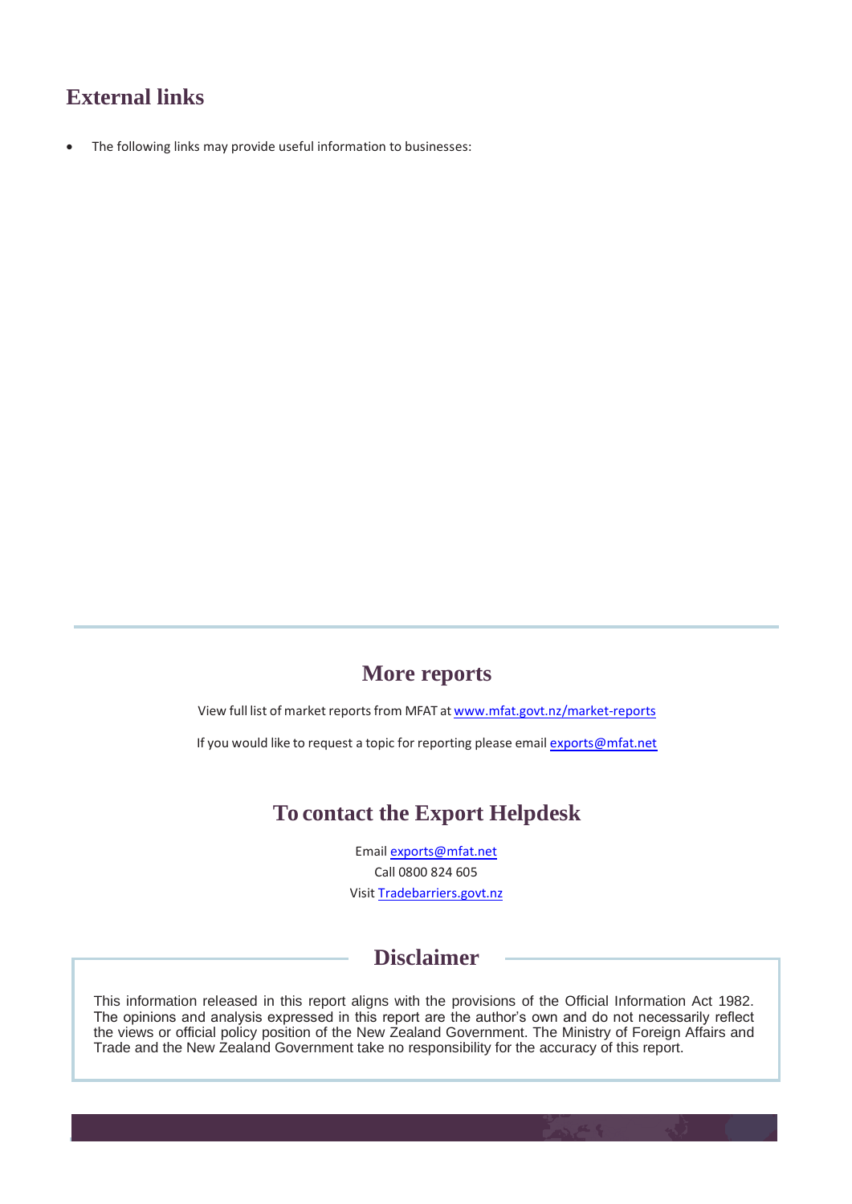## External links

- The following links may provide useful information to businesses:

## More reports

View full list of market reports from MFAT at www.mfat.govt.nz/market-reports

If you would like to request a topic for reporting please email exports@mfat.net

## To contact the Export Helpdesk

Email exports@mfat.net
Call 0800 824 605
Visit Tradebarriers.govt.nz

## Disclaimer

This information released in this report aligns with the provisions of the Official Information Act 1982. The opinions and analysis expressed in this report are the author's own and do not necessarily reflect the views or official policy position of the New Zealand Government. The Ministry of Foreign Affairs and Trade and the New Zealand Government take no responsibility for the accuracy of this report.